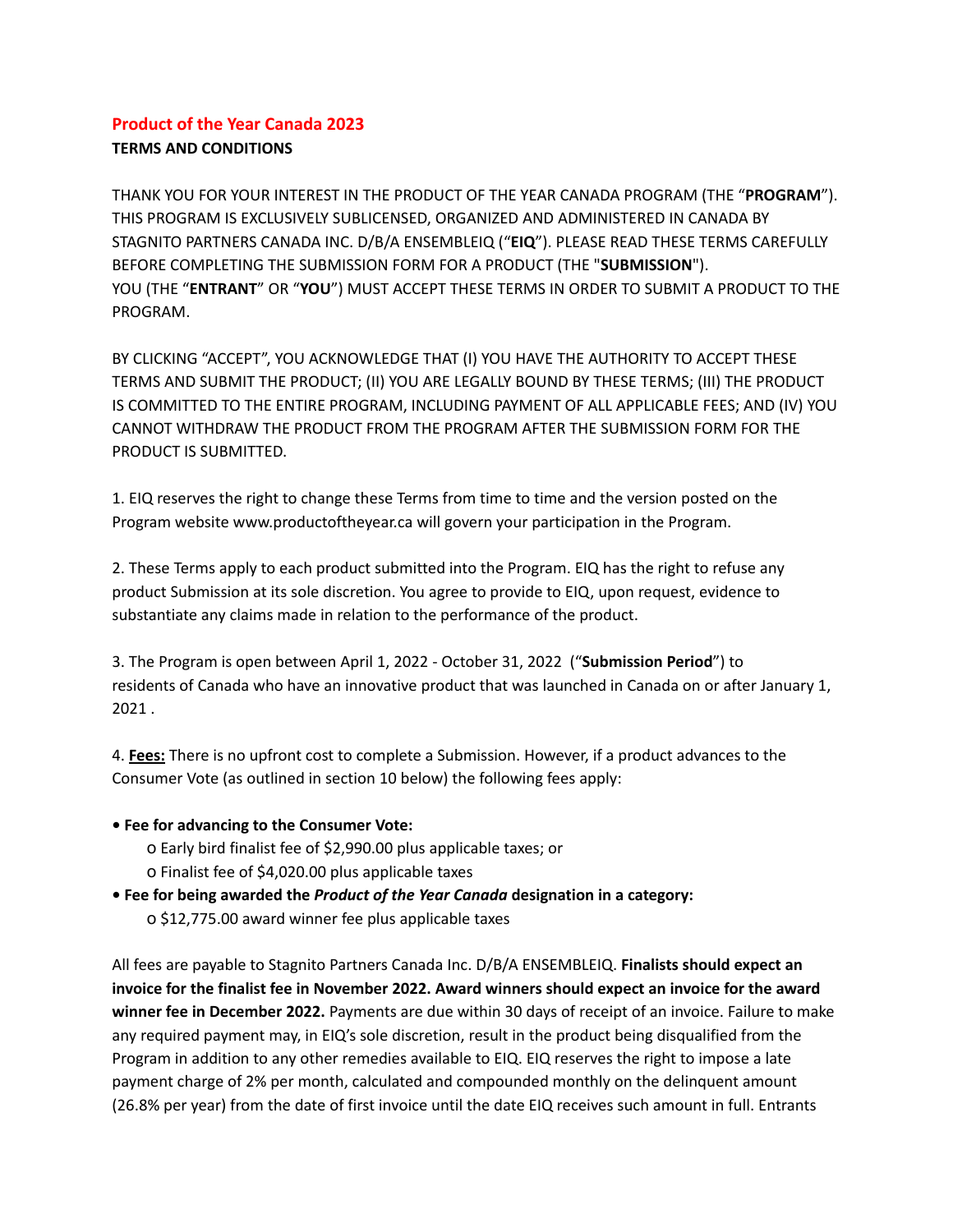# Product of the Year Canada 2023

## TERMS AND CONDITIONS

THANK YOU FOR YOUR INTEREST IN THE PRODUCT OF THE YEAR CANADA PROGRAM (THE "**PROGRAM**"). THIS PROGRAM IS EXCLUSIVELY SUBLICENSED, ORGANIZED AND ADMINISTERED IN CANADA BY STAGNITO PARTNERS CANADA INC. D/B/A ENSEMBLEIQ ("**EIQ**"). PLEASE READ THESE TERMS CAREFULLY BEFORE COMPLETING THE SUBMISSION FORM FOR A PRODUCT (THE "**SUBMISSION**"). YOU (THE "**ENTRANT**" OR "**YOU**") MUST ACCEPT THESE TERMS IN ORDER TO SUBMIT A PRODUCT TO THE PROGRAM.

BY CLICKING "ACCEPT", YOU ACKNOWLEDGE THAT (I) YOU HAVE THE AUTHORITY TO ACCEPT THESE TERMS AND SUBMIT THE PRODUCT; (II) YOU ARE LEGALLY BOUND BY THESE TERMS; (III) THE PRODUCT IS COMMITTED TO THE ENTIRE PROGRAM, INCLUDING PAYMENT OF ALL APPLICABLE FEES; AND (IV) YOU CANNOT WITHDRAW THE PRODUCT FROM THE PROGRAM AFTER THE SUBMISSION FORM FOR THE PRODUCT IS SUBMITTED.

1. EIQ reserves the right to change these Terms from time to time and the version posted on the Program website www.productoftheyear.ca will govern your participation in the Program.

2. These Terms apply to each product submitted into the Program. EIQ has the right to refuse any product Submission at its sole discretion. You agree to provide to EIQ, upon request, evidence to substantiate any claims made in relation to the performance of the product.

3. The Program is open between April 1, 2022 - October 31, 2022 ("**Submission Period**") to residents of Canada who have an innovative product that was launched in Canada on or after January 1, 2021 .

4. **<u>Fees:</u>** There is no upfront cost to complete a Submission. However, if a product advances to the Consumer Vote (as outlined in section 10 below) the following fees apply:

- **Fee for advancing to the Consumer Vote:**
  - Early bird finalist fee of $2,990.00 plus applicable taxes; or
  - Finalist fee of $4,020.00 plus applicable taxes
- **Fee for being awarded the *Product of the Year Canada* designation in a category:**
  - $12,775.00 award winner fee plus applicable taxes

All fees are payable to Stagnito Partners Canada Inc. D/B/A ENSEMBLEIQ. **Finalists should expect an invoice for the finalist fee in November 2022. Award winners should expect an invoice for the award winner fee in December 2022.** Payments are due within 30 days of receipt of an invoice. Failure to make any required payment may, in EIQ's sole discretion, result in the product being disqualified from the Program in addition to any other remedies available to EIQ. EIQ reserves the right to impose a late payment charge of 2% per month, calculated and compounded monthly on the delinquent amount (26.8% per year) from the date of first invoice until the date EIQ receives such amount in full. Entrants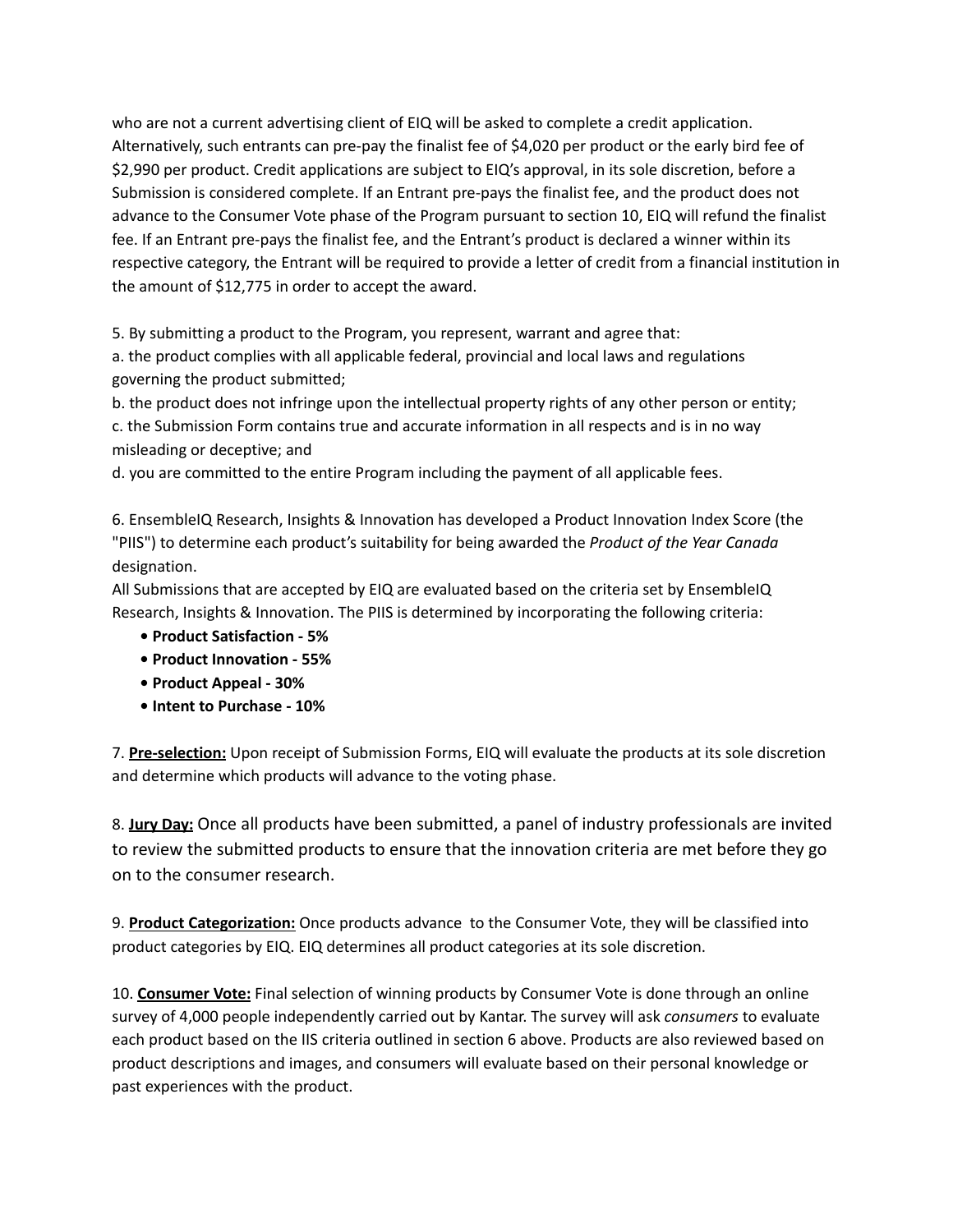who are not a current advertising client of EIQ will be asked to complete a credit application. Alternatively, such entrants can pre-pay the finalist fee of $4,020 per product or the early bird fee of $2,990 per product. Credit applications are subject to EIQ's approval, in its sole discretion, before a Submission is considered complete. If an Entrant pre-pays the finalist fee, and the product does not advance to the Consumer Vote phase of the Program pursuant to section 10, EIQ will refund the finalist fee. If an Entrant pre-pays the finalist fee, and the Entrant's product is declared a winner within its respective category, the Entrant will be required to provide a letter of credit from a financial institution in the amount of $12,775 in order to accept the award.

5. By submitting a product to the Program, you represent, warrant and agree that:
a. the product complies with all applicable federal, provincial and local laws and regulations governing the product submitted;
b. the product does not infringe upon the intellectual property rights of any other person or entity;
c. the Submission Form contains true and accurate information in all respects and is in no way misleading or deceptive; and
d. you are committed to the entire Program including the payment of all applicable fees.

6. EnsembleIQ Research, Insights & Innovation has developed a Product Innovation Index Score (the "PIIS") to determine each product's suitability for being awarded the *Product of the Year Canada* designation.
All Submissions that are accepted by EIQ are evaluated based on the criteria set by EnsembleIQ Research, Insights & Innovation. The PIIS is determined by incorporating the following criteria:

- **Product Satisfaction - 5%**
- **Product Innovation - 55%**
- **Product Appeal - 30%**
- **Intent to Purchase - 10%**

7. **Pre-selection:** Upon receipt of Submission Forms, EIQ will evaluate the products at its sole discretion and determine which products will advance to the voting phase.

8. **Jury Day:** Once all products have been submitted, a panel of industry professionals are invited to review the submitted products to ensure that the innovation criteria are met before they go on to the consumer research.

9. **Product Categorization:** Once products advance to the Consumer Vote, they will be classified into product categories by EIQ. EIQ determines all product categories at its sole discretion.

10. **Consumer Vote:** Final selection of winning products by Consumer Vote is done through an online survey of 4,000 people independently carried out by Kantar. The survey will ask *consumers* to evaluate each product based on the IIS criteria outlined in section 6 above. Products are also reviewed based on product descriptions and images, and consumers will evaluate based on their personal knowledge or past experiences with the product.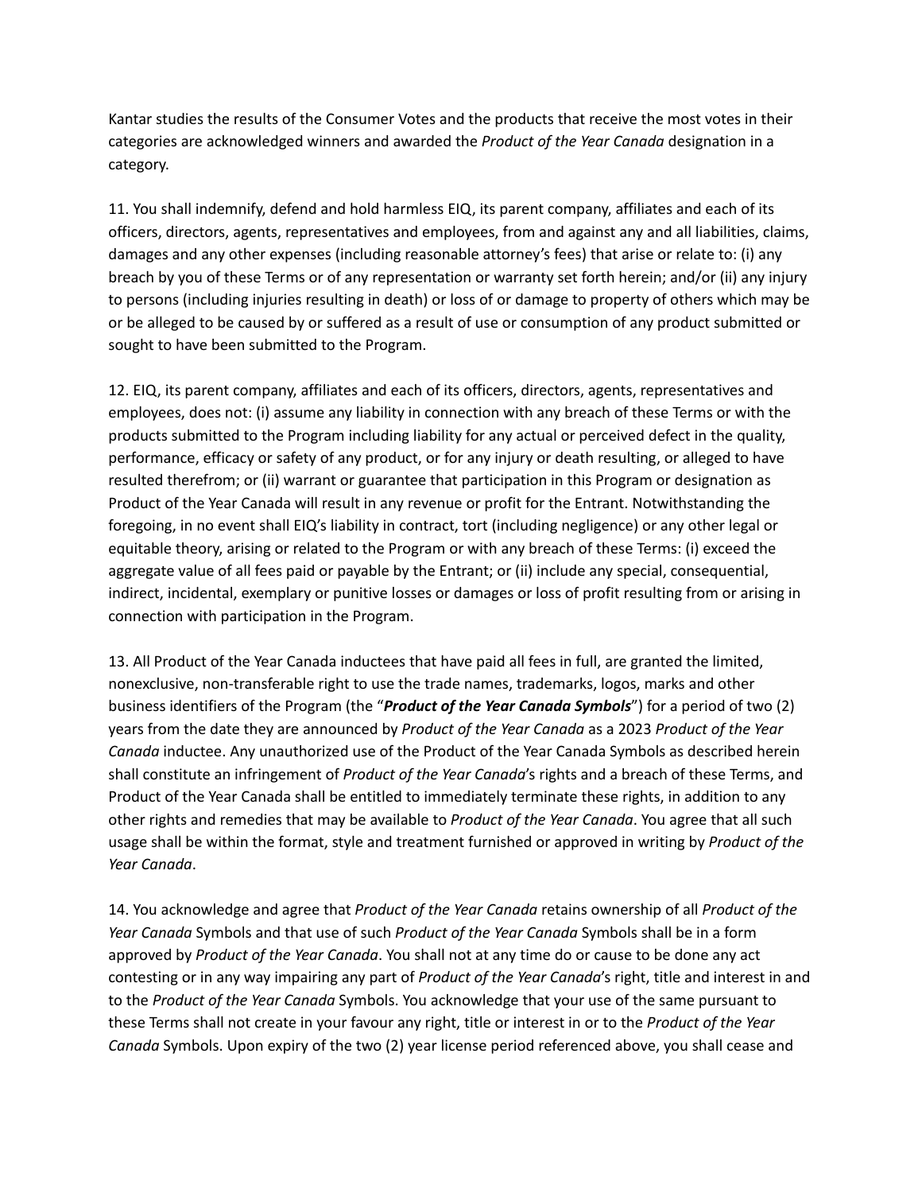Kantar studies the results of the Consumer Votes and the products that receive the most votes in their categories are acknowledged winners and awarded the *Product of the Year Canada* designation in a category.

11. You shall indemnify, defend and hold harmless EIQ, its parent company, affiliates and each of its officers, directors, agents, representatives and employees, from and against any and all liabilities, claims, damages and any other expenses (including reasonable attorney's fees) that arise or relate to: (i) any breach by you of these Terms or of any representation or warranty set forth herein; and/or (ii) any injury to persons (including injuries resulting in death) or loss of or damage to property of others which may be or be alleged to be caused by or suffered as a result of use or consumption of any product submitted or sought to have been submitted to the Program.

12. EIQ, its parent company, affiliates and each of its officers, directors, agents, representatives and employees, does not: (i) assume any liability in connection with any breach of these Terms or with the products submitted to the Program including liability for any actual or perceived defect in the quality, performance, efficacy or safety of any product, or for any injury or death resulting, or alleged to have resulted therefrom; or (ii) warrant or guarantee that participation in this Program or designation as Product of the Year Canada will result in any revenue or profit for the Entrant. Notwithstanding the foregoing, in no event shall EIQ's liability in contract, tort (including negligence) or any other legal or equitable theory, arising or related to the Program or with any breach of these Terms: (i) exceed the aggregate value of all fees paid or payable by the Entrant; or (ii) include any special, consequential, indirect, incidental, exemplary or punitive losses or damages or loss of profit resulting from or arising in connection with participation in the Program.

13. All Product of the Year Canada inductees that have paid all fees in full, are granted the limited, nonexclusive, non-transferable right to use the trade names, trademarks, logos, marks and other business identifiers of the Program (the "***Product of the Year Canada Symbols***") for a period of two (2) years from the date they are announced by *Product of the Year Canada* as a 2023 *Product of the Year Canada* inductee. Any unauthorized use of the Product of the Year Canada Symbols as described herein shall constitute an infringement of *Product of the Year Canada*'s rights and a breach of these Terms, and Product of the Year Canada shall be entitled to immediately terminate these rights, in addition to any other rights and remedies that may be available to *Product of the Year Canada*. You agree that all such usage shall be within the format, style and treatment furnished or approved in writing by *Product of the Year Canada*.

14. You acknowledge and agree that *Product of the Year Canada* retains ownership of all *Product of the Year Canada* Symbols and that use of such *Product of the Year Canada* Symbols shall be in a form approved by *Product of the Year Canada*. You shall not at any time do or cause to be done any act contesting or in any way impairing any part of *Product of the Year Canada*'s right, title and interest in and to the *Product of the Year Canada* Symbols. You acknowledge that your use of the same pursuant to these Terms shall not create in your favour any right, title or interest in or to the *Product of the Year Canada* Symbols. Upon expiry of the two (2) year license period referenced above, you shall cease and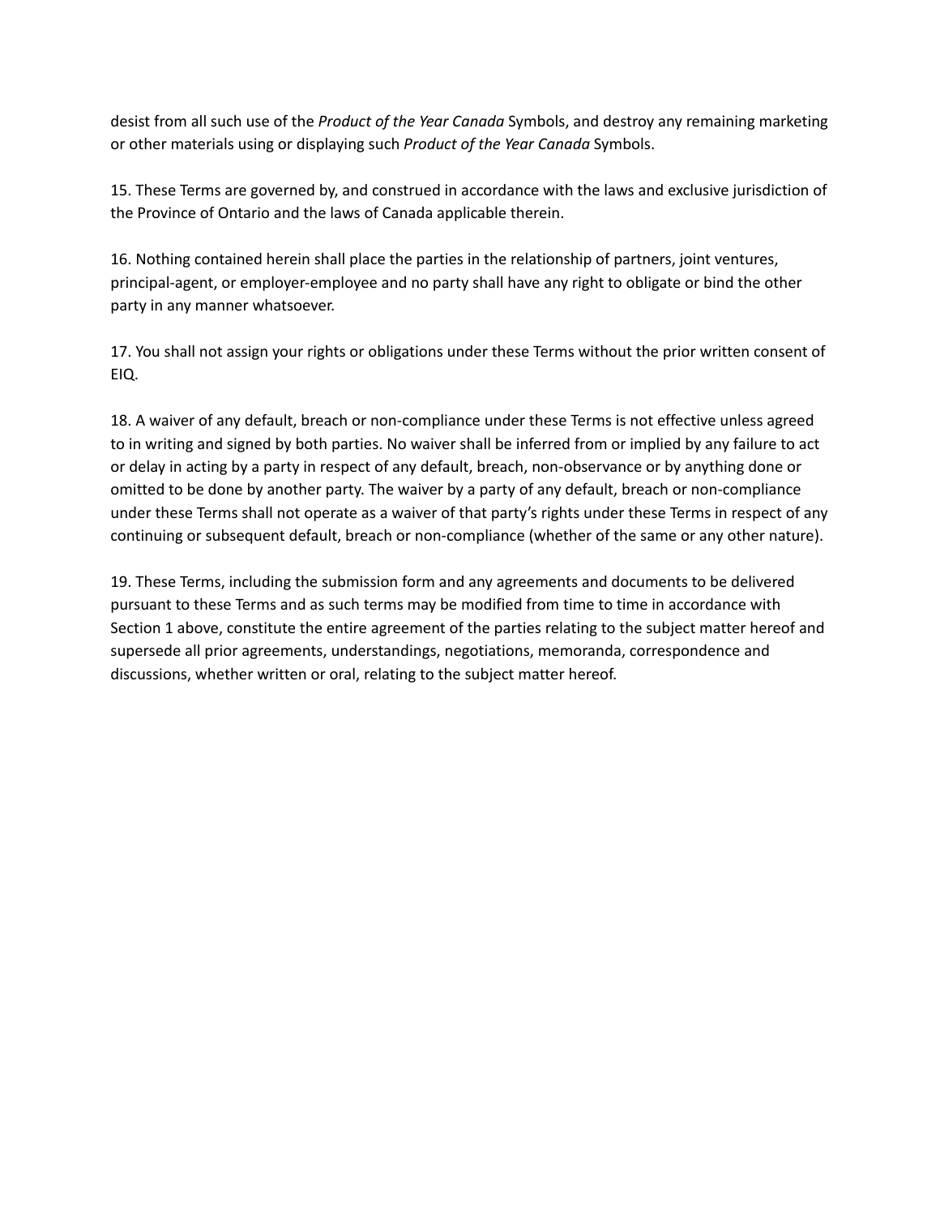desist from all such use of the *Product of the Year Canada* Symbols, and destroy any remaining marketing or other materials using or displaying such *Product of the Year Canada* Symbols.

15. These Terms are governed by, and construed in accordance with the laws and exclusive jurisdiction of the Province of Ontario and the laws of Canada applicable therein.

16. Nothing contained herein shall place the parties in the relationship of partners, joint ventures, principal-agent, or employer-employee and no party shall have any right to obligate or bind the other party in any manner whatsoever.

17. You shall not assign your rights or obligations under these Terms without the prior written consent of EIQ.

18. A waiver of any default, breach or non-compliance under these Terms is not effective unless agreed to in writing and signed by both parties. No waiver shall be inferred from or implied by any failure to act or delay in acting by a party in respect of any default, breach, non-observance or by anything done or omitted to be done by another party. The waiver by a party of any default, breach or non-compliance under these Terms shall not operate as a waiver of that party's rights under these Terms in respect of any continuing or subsequent default, breach or non-compliance (whether of the same or any other nature).

19. These Terms, including the submission form and any agreements and documents to be delivered pursuant to these Terms and as such terms may be modified from time to time in accordance with Section 1 above, constitute the entire agreement of the parties relating to the subject matter hereof and supersede all prior agreements, understandings, negotiations, memoranda, correspondence and discussions, whether written or oral, relating to the subject matter hereof.